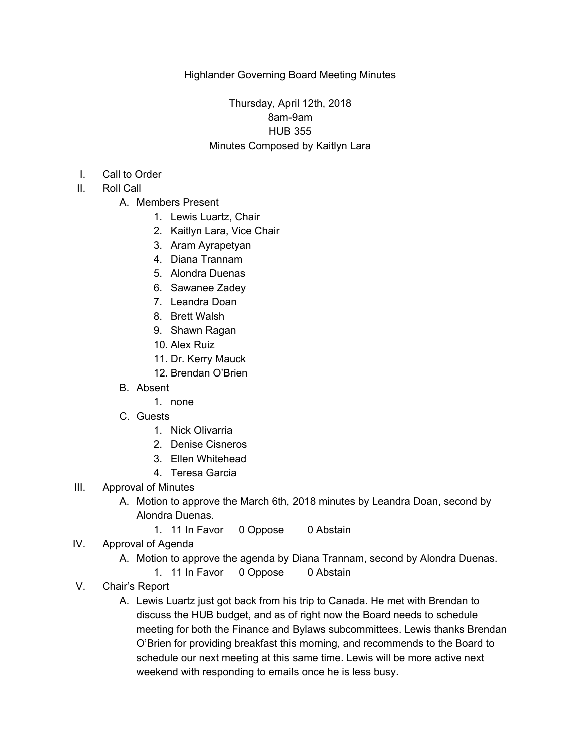Highlander Governing Board Meeting Minutes

Thursday, April 12th, 2018
8am-9am
HUB 355
Minutes Composed by Kaitlyn Lara

I. Call to Order
II. Roll Call
    A. Members Present
        1. Lewis Luartz, Chair
        2. Kaitlyn Lara, Vice Chair
        3. Aram Ayrapetyan
        4. Diana Trannam
        5. Alondra Duenas
        6. Sawanee Zadey
        7. Leandra Doan
        8. Brett Walsh
        9. Shawn Ragan
        10. Alex Ruiz
        11. Dr. Kerry Mauck
        12. Brendan O'Brien
    B. Absent
        1. none
    C. Guests
        1. Nick Olivarria
        2. Denise Cisneros
        3. Ellen Whitehead
        4. Teresa Garcia
III. Approval of Minutes
    A. Motion to approve the March 6th, 2018 minutes by Leandra Doan, second by Alondra Duenas.
        1. 11 In Favor 0 Oppose 0 Abstain
IV. Approval of Agenda
    A. Motion to approve the agenda by Diana Trannam, second by Alondra Duenas.
        1. 11 In Favor 0 Oppose 0 Abstain
V. Chair's Report
    A. Lewis Luartz just got back from his trip to Canada. He met with Brendan to discuss the HUB budget, and as of right now the Board needs to schedule meeting for both the Finance and Bylaws subcommittees. Lewis thanks Brendan O'Brien for providing breakfast this morning, and recommends to the Board to schedule our next meeting at this same time. Lewis will be more active next weekend with responding to emails once he is less busy.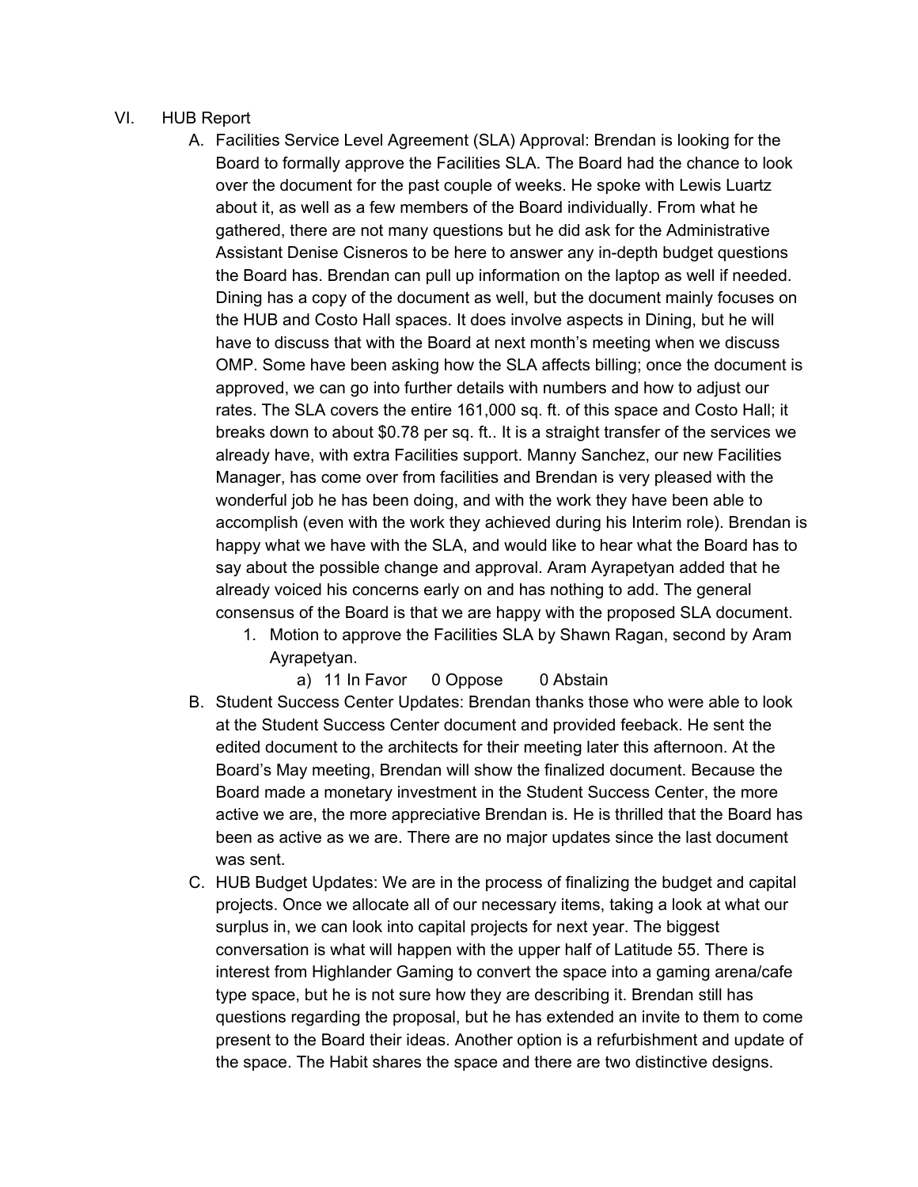VI. HUB Report

A. Facilities Service Level Agreement (SLA) Approval: Brendan is looking for the Board to formally approve the Facilities SLA. The Board had the chance to look over the document for the past couple of weeks. He spoke with Lewis Luartz about it, as well as a few members of the Board individually. From what he gathered, there are not many questions but he did ask for the Administrative Assistant Denise Cisneros to be here to answer any in-depth budget questions the Board has. Brendan can pull up information on the laptop as well if needed. Dining has a copy of the document as well, but the document mainly focuses on the HUB and Costo Hall spaces. It does involve aspects in Dining, but he will have to discuss that with the Board at next month's meeting when we discuss OMP. Some have been asking how the SLA affects billing; once the document is approved, we can go into further details with numbers and how to adjust our rates. The SLA covers the entire 161,000 sq. ft. of this space and Costo Hall; it breaks down to about $0.78 per sq. ft.. It is a straight transfer of the services we already have, with extra Facilities support. Manny Sanchez, our new Facilities Manager, has come over from facilities and Brendan is very pleased with the wonderful job he has been doing, and with the work they have been able to accomplish (even with the work they achieved during his Interim role). Brendan is happy what we have with the SLA, and would like to hear what the Board has to say about the possible change and approval. Aram Ayrapetyan added that he already voiced his concerns early on and has nothing to add. The general consensus of the Board is that we are happy with the proposed SLA document.

1. Motion to approve the Facilities SLA by Shawn Ragan, second by Aram Ayrapetyan.
   a) 11 In Favor  0 Oppose  0 Abstain

B. Student Success Center Updates: Brendan thanks those who were able to look at the Student Success Center document and provided feeback. He sent the edited document to the architects for their meeting later this afternoon. At the Board's May meeting, Brendan will show the finalized document. Because the Board made a monetary investment in the Student Success Center, the more active we are, the more appreciative Brendan is. He is thrilled that the Board has been as active as we are. There are no major updates since the last document was sent.

C. HUB Budget Updates: We are in the process of finalizing the budget and capital projects. Once we allocate all of our necessary items, taking a look at what our surplus in, we can look into capital projects for next year. The biggest conversation is what will happen with the upper half of Latitude 55. There is interest from Highlander Gaming to convert the space into a gaming arena/cafe type space, but he is not sure how they are describing it. Brendan still has questions regarding the proposal, but he has extended an invite to them to come present to the Board their ideas. Another option is a refurbishment and update of the space. The Habit shares the space and there are two distinctive designs.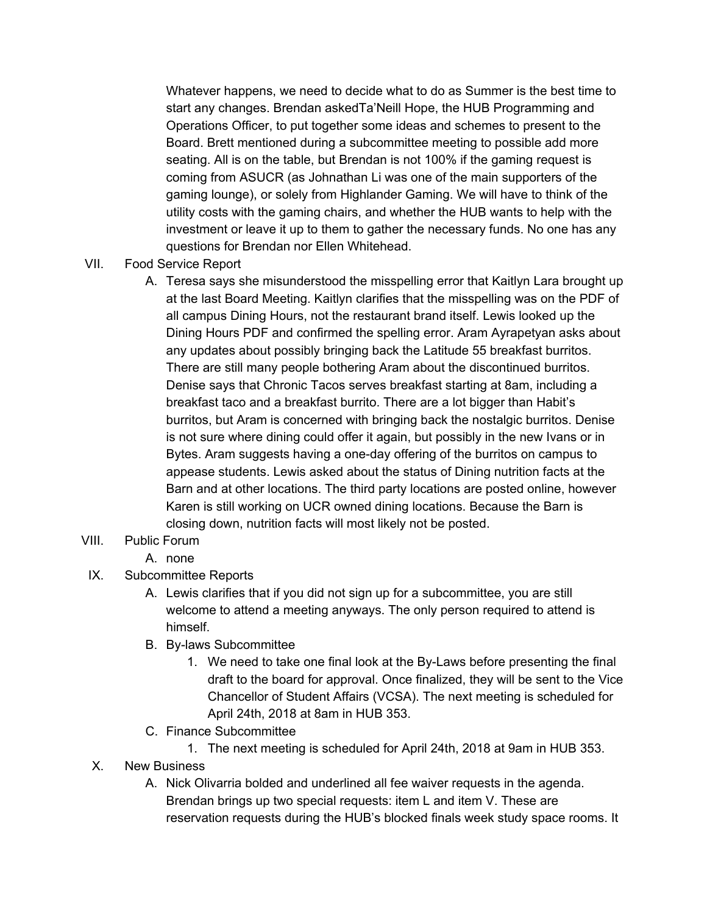Whatever happens, we need to decide what to do as Summer is the best time to start any changes. Brendan askedTa'Neill Hope, the HUB Programming and Operations Officer, to put together some ideas and schemes to present to the Board. Brett mentioned during a subcommittee meeting to possible add more seating. All is on the table, but Brendan is not 100% if the gaming request is coming from ASUCR (as Johnathan Li was one of the main supporters of the gaming lounge), or solely from Highlander Gaming. We will have to think of the utility costs with the gaming chairs, and whether the HUB wants to help with the investment or leave it up to them to gather the necessary funds. No one has any questions for Brendan nor Ellen Whitehead.

VII. Food Service Report

   A. Teresa says she misunderstood the misspelling error that Kaitlyn Lara brought up at the last Board Meeting. Kaitlyn clarifies that the misspelling was on the PDF of all campus Dining Hours, not the restaurant brand itself. Lewis looked up the Dining Hours PDF and confirmed the spelling error. Aram Ayrapetyan asks about any updates about possibly bringing back the Latitude 55 breakfast burritos. There are still many people bothering Aram about the discontinued burritos. Denise says that Chronic Tacos serves breakfast starting at 8am, including a breakfast taco and a breakfast burrito. There are a lot bigger than Habit's burritos, but Aram is concerned with bringing back the nostalgic burritos. Denise is not sure where dining could offer it again, but possibly in the new Ivans or in Bytes. Aram suggests having a one-day offering of the burritos on campus to appease students. Lewis asked about the status of Dining nutrition facts at the Barn and at other locations. The third party locations are posted online, however Karen is still working on UCR owned dining locations. Because the Barn is closing down, nutrition facts will most likely not be posted.

VIII. Public Forum

   A. none

IX. Subcommittee Reports

   A. Lewis clarifies that if you did not sign up for a subcommittee, you are still welcome to attend a meeting anyways. The only person required to attend is himself.

   B. By-laws Subcommittee

      1. We need to take one final look at the By-Laws before presenting the final draft to the board for approval. Once finalized, they will be sent to the Vice Chancellor of Student Affairs (VCSA). The next meeting is scheduled for April 24th, 2018 at 8am in HUB 353.

   C. Finance Subcommittee

      1. The next meeting is scheduled for April 24th, 2018 at 9am in HUB 353.

X. New Business

   A. Nick Olivarria bolded and underlined all fee waiver requests in the agenda. Brendan brings up two special requests: item L and item V. These are reservation requests during the HUB's blocked finals week study space rooms. It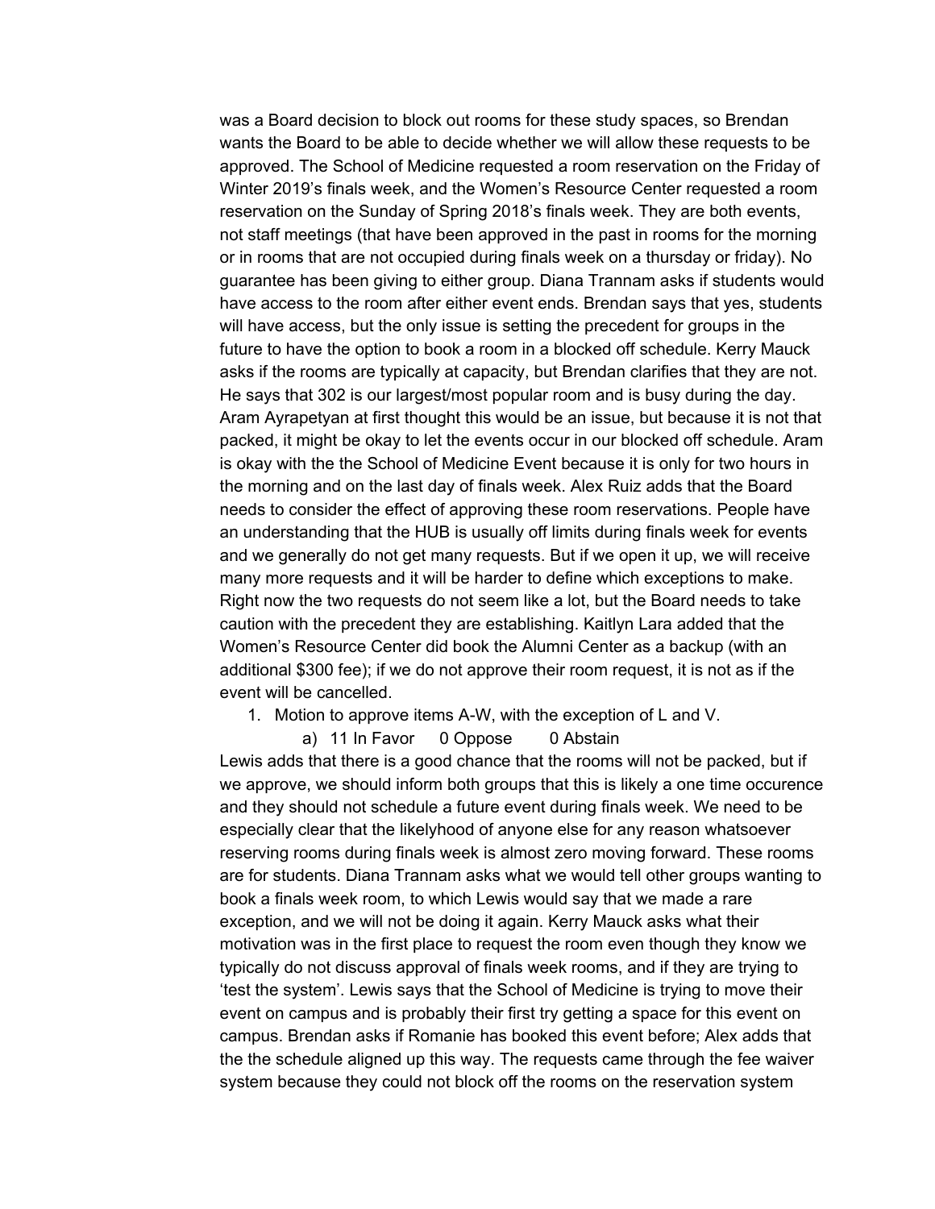was a Board decision to block out rooms for these study spaces, so Brendan wants the Board to be able to decide whether we will allow these requests to be approved. The School of Medicine requested a room reservation on the Friday of Winter 2019's finals week, and the Women's Resource Center requested a room reservation on the Sunday of Spring 2018's finals week. They are both events, not staff meetings (that have been approved in the past in rooms for the morning or in rooms that are not occupied during finals week on a thursday or friday). No guarantee has been giving to either group. Diana Trannam asks if students would have access to the room after either event ends. Brendan says that yes, students will have access, but the only issue is setting the precedent for groups in the future to have the option to book a room in a blocked off schedule. Kerry Mauck asks if the rooms are typically at capacity, but Brendan clarifies that they are not. He says that 302 is our largest/most popular room and is busy during the day. Aram Ayrapetyan at first thought this would be an issue, but because it is not that packed, it might be okay to let the events occur in our blocked off schedule. Aram is okay with the the School of Medicine Event because it is only for two hours in the morning and on the last day of finals week. Alex Ruiz adds that the Board needs to consider the effect of approving these room reservations. People have an understanding that the HUB is usually off limits during finals week for events and we generally do not get many requests. But if we open it up, we will receive many more requests and it will be harder to define which exceptions to make. Right now the two requests do not seem like a lot, but the Board needs to take caution with the precedent they are establishing. Kaitlyn Lara added that the Women's Resource Center did book the Alumni Center as a backup (with an additional $300 fee); if we do not approve their room request, it is not as if the event will be cancelled.

1. Motion to approve items A-W, with the exception of L and V.
    a) 11 In Favor 0 Oppose 0 Abstain

Lewis adds that there is a good chance that the rooms will not be packed, but if we approve, we should inform both groups that this is likely a one time occurence and they should not schedule a future event during finals week. We need to be especially clear that the likelyhood of anyone else for any reason whatsoever reserving rooms during finals week is almost zero moving forward. These rooms are for students. Diana Trannam asks what we would tell other groups wanting to book a finals week room, to which Lewis would say that we made a rare exception, and we will not be doing it again. Kerry Mauck asks what their motivation was in the first place to request the room even though they know we typically do not discuss approval of finals week rooms, and if they are trying to 'test the system'. Lewis says that the School of Medicine is trying to move their event on campus and is probably their first try getting a space for this event on campus. Brendan asks if Romanie has booked this event before; Alex adds that the the schedule aligned up this way. The requests came through the fee waiver system because they could not block off the rooms on the reservation system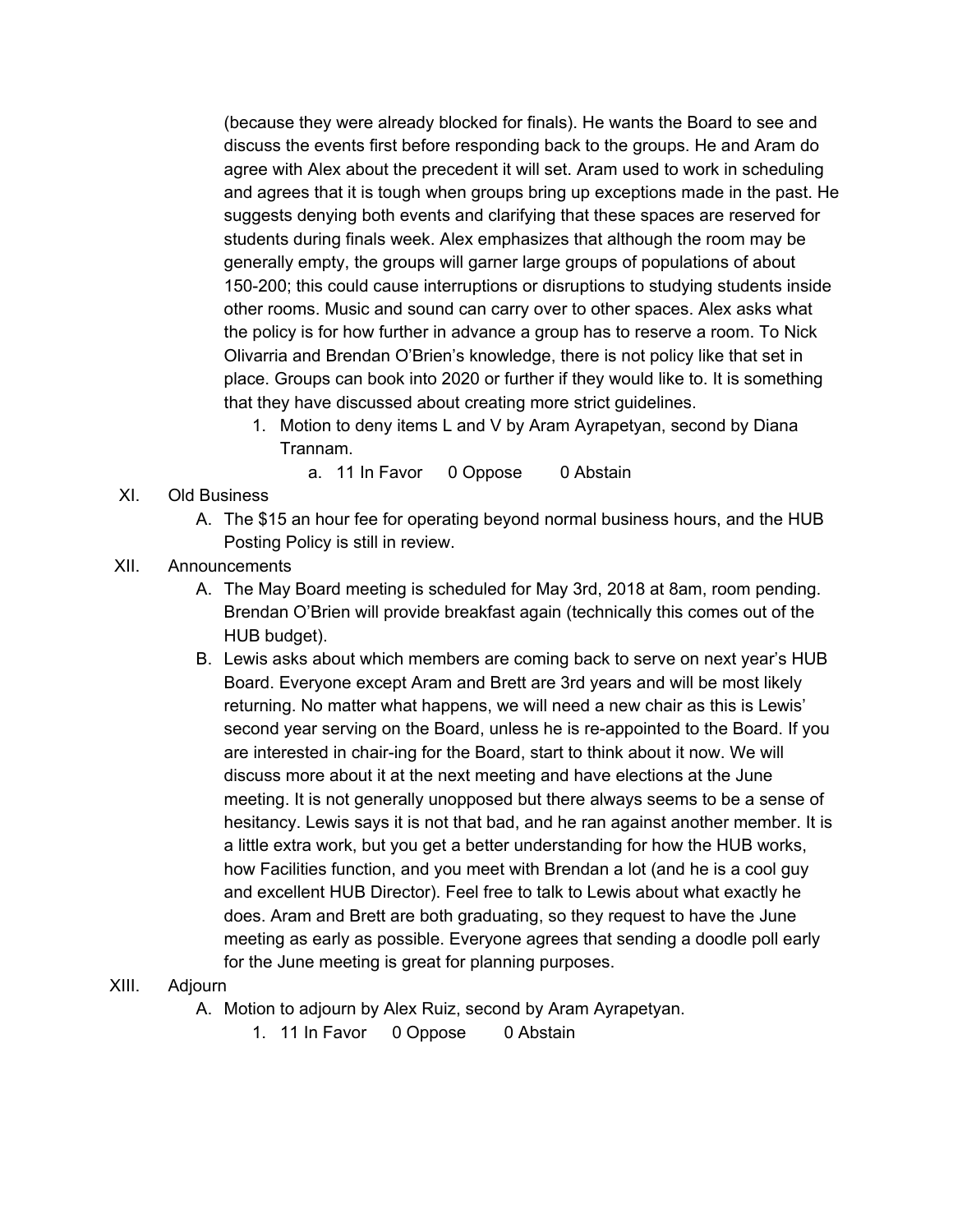(because they were already blocked for finals). He wants the Board to see and discuss the events first before responding back to the groups. He and Aram do agree with Alex about the precedent it will set. Aram used to work in scheduling and agrees that it is tough when groups bring up exceptions made in the past. He suggests denying both events and clarifying that these spaces are reserved for students during finals week. Alex emphasizes that although the room may be generally empty, the groups will garner large groups of populations of about 150-200; this could cause interruptions or disruptions to studying students inside other rooms. Music and sound can carry over to other spaces. Alex asks what the policy is for how further in advance a group has to reserve a room. To Nick Olivarria and Brendan O'Brien's knowledge, there is not policy like that set in place. Groups can book into 2020 or further if they would like to. It is something that they have discussed about creating more strict guidelines.

1. Motion to deny items L and V by Aram Ayrapetyan, second by Diana Trannam.
    a. 11 In Favor 0 Oppose 0 Abstain

XI. Old Business

A. The $15 an hour fee for operating beyond normal business hours, and the HUB Posting Policy is still in review.

XII. Announcements

A. The May Board meeting is scheduled for May 3rd, 2018 at 8am, room pending. Brendan O'Brien will provide breakfast again (technically this comes out of the HUB budget).

B. Lewis asks about which members are coming back to serve on next year's HUB Board. Everyone except Aram and Brett are 3rd years and will be most likely returning. No matter what happens, we will need a new chair as this is Lewis' second year serving on the Board, unless he is re-appointed to the Board. If you are interested in chair-ing for the Board, start to think about it now. We will discuss more about it at the next meeting and have elections at the June meeting. It is not generally unopposed but there always seems to be a sense of hesitancy. Lewis says it is not that bad, and he ran against another member. It is a little extra work, but you get a better understanding for how the HUB works, how Facilities function, and you meet with Brendan a lot (and he is a cool guy and excellent HUB Director). Feel free to talk to Lewis about what exactly he does. Aram and Brett are both graduating, so they request to have the June meeting as early as possible. Everyone agrees that sending a doodle poll early for the June meeting is great for planning purposes.

XIII. Adjourn

A. Motion to adjourn by Alex Ruiz, second by Aram Ayrapetyan.
    1. 11 In Favor 0 Oppose 0 Abstain